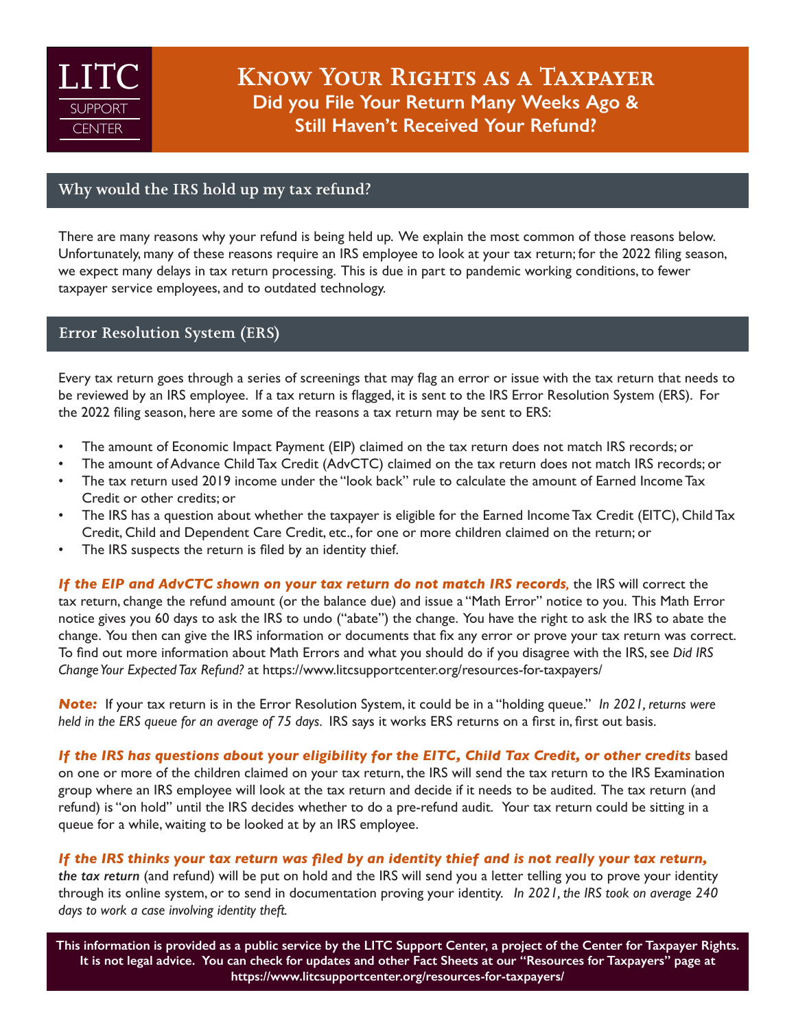LITC SUPPORT CENTER

# Know Your Rights as a Taxpayer

## Did you File Your Return Many Weeks Ago & Still Haven't Received Your Refund?

## Why would the IRS hold up my tax refund?

There are many reasons why your refund is being held up. We explain the most common of those reasons below. Unfortunately, many of these reasons require an IRS employee to look at your tax return; for the 2022 filing season, we expect many delays in tax return processing. This is due in part to pandemic working conditions, to fewer taxpayer service employees, and to outdated technology.

## Error Resolution System (ERS)

Every tax return goes through a series of screenings that may flag an error or issue with the tax return that needs to be reviewed by an IRS employee. If a tax return is flagged, it is sent to the IRS Error Resolution System (ERS). For the 2022 filing season, here are some of the reasons a tax return may be sent to ERS:

- The amount of Economic Impact Payment (EIP) claimed on the tax return does not match IRS records; or
- The amount of Advance Child Tax Credit (AdvCTC) claimed on the tax return does not match IRS records; or
- The tax return used 2019 income under the "look back" rule to calculate the amount of Earned Income Tax Credit or other credits; or
- The IRS has a question about whether the taxpayer is eligible for the Earned Income Tax Credit (EITC), Child Tax Credit, Child and Dependent Care Credit, etc., for one or more children claimed on the return; or
- The IRS suspects the return is filed by an identity thief.

***If the EIP and AdvCTC shown on your tax return do not match IRS records,*** the IRS will correct the tax return, change the refund amount (or the balance due) and issue a "Math Error" notice to you. This Math Error notice gives you 60 days to ask the IRS to undo ("abate") the change. You have the right to ask the IRS to abate the change. You then can give the IRS information or documents that fix any error or prove your tax return was correct. To find out more information about Math Errors and what you should do if you disagree with the IRS, see *Did IRS Change Your Expected Tax Refund?* at https://www.litcsupportcenter.org/resources-for-taxpayers/

***Note:*** If your tax return is in the Error Resolution System, it could be in a "holding queue." *In 2021, returns were held in the ERS queue for an average of 75 days.* IRS says it works ERS returns on a first in, first out basis.

***If the IRS has questions about your eligibility for the EITC, Child Tax Credit, or other credits*** based on one or more of the children claimed on your tax return, the IRS will send the tax return to the IRS Examination group where an IRS employee will look at the tax return and decide if it needs to be audited. The tax return (and refund) is "on hold" until the IRS decides whether to do a pre-refund audit. Your tax return could be sitting in a queue for a while, waiting to be looked at by an IRS employee.

***If the IRS thinks your tax return was filed by an identity thief and is not really your tax return, the tax return*** (and refund) will be put on hold and the IRS will send you a letter telling you to prove your identity through its online system, or to send in documentation proving your identity. *In 2021, the IRS took on average 240 days to work a case involving identity theft.*

**This information is provided as a public service by the LITC Support Center, a project of the Center for Taxpayer Rights. It is not legal advice. You can check for updates and other Fact Sheets at our "Resources for Taxpayers" page at https://www.litcsupportcenter.org/resources-for-taxpayers/**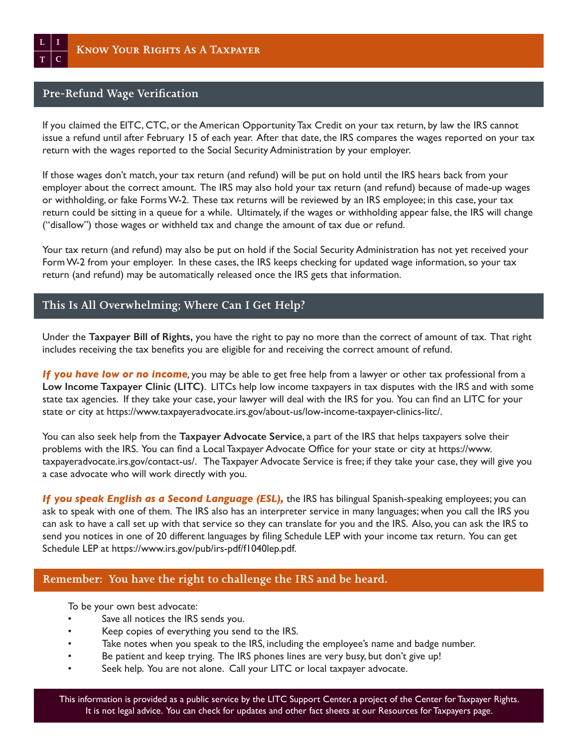## Pre-Refund Wage Verification

If you claimed the EITC, CTC, or the American Opportunity Tax Credit on your tax return, by law the IRS cannot issue a refund until after February 15 of each year. After that date, the IRS compares the wages reported on your tax return with the wages reported to the Social Security Administration by your employer.

If those wages don't match, your tax return (and refund) will be put on hold until the IRS hears back from your employer about the correct amount. The IRS may also hold your tax return (and refund) because of made-up wages or withholding, or fake Forms W-2. These tax returns will be reviewed by an IRS employee; in this case, your tax return could be sitting in a queue for a while. Ultimately, if the wages or withholding appear false, the IRS will change ("disallow") those wages or withheld tax and change the amount of tax due or refund.

Your tax return (and refund) may also be put on hold if the Social Security Administration has not yet received your Form W-2 from your employer. In these cases, the IRS keeps checking for updated wage information, so your tax return (and refund) may be automatically released once the IRS gets that information.

## This Is All Overwhelming; Where Can I Get Help?

Under the **Taxpayer Bill of Rights,** you have the right to pay no more than the correct of amount of tax. That right includes receiving the tax benefits you are eligible for and receiving the correct amount of refund.

***If you have low or no income***, you may be able to get free help from a lawyer or other tax professional from a **Low Income Taxpayer Clinic (LITC)**. LITCs help low income taxpayers in tax disputes with the IRS and with some state tax agencies. If they take your case, your lawyer will deal with the IRS for you. You can find an LITC for your state or city at https://www.taxpayeradvocate.irs.gov/about-us/low-income-taxpayer-clinics-litc/.

You can also seek help from the **Taxpayer Advocate Service**, a part of the IRS that helps taxpayers solve their problems with the IRS. You can find a Local Taxpayer Advocate Office for your state or city at https://www.taxpayeradvocate.irs.gov/contact-us/. The Taxpayer Advocate Service is free; if they take your case, they will give you a case advocate who will work directly with you.

***If you speak English as a Second Language (ESL),*** the IRS has bilingual Spanish-speaking employees; you can ask to speak with one of them. The IRS also has an interpreter service in many languages; when you call the IRS you can ask to have a call set up with that service so they can translate for you and the IRS. Also, you can ask the IRS to send you notices in one of 20 different languages by filing Schedule LEP with your income tax return. You can get Schedule LEP at https://www.irs.gov/pub/irs-pdf/f1040lep.pdf.

## Remember: You have the right to challenge the IRS and be heard.

To be your own best advocate:

- Save all notices the IRS sends you.
- Keep copies of everything you send to the IRS.
- Take notes when you speak to the IRS, including the employee's name and badge number.
- Be patient and keep trying. The IRS phones lines are very busy, but don't give up!
- Seek help. You are not alone. Call your LITC or local taxpayer advocate.

This information is provided as a public service by the LITC Support Center, a project of the Center for Taxpayer Rights. It is not legal advice. You can check for updates and other fact sheets at our Resources for Taxpayers page.